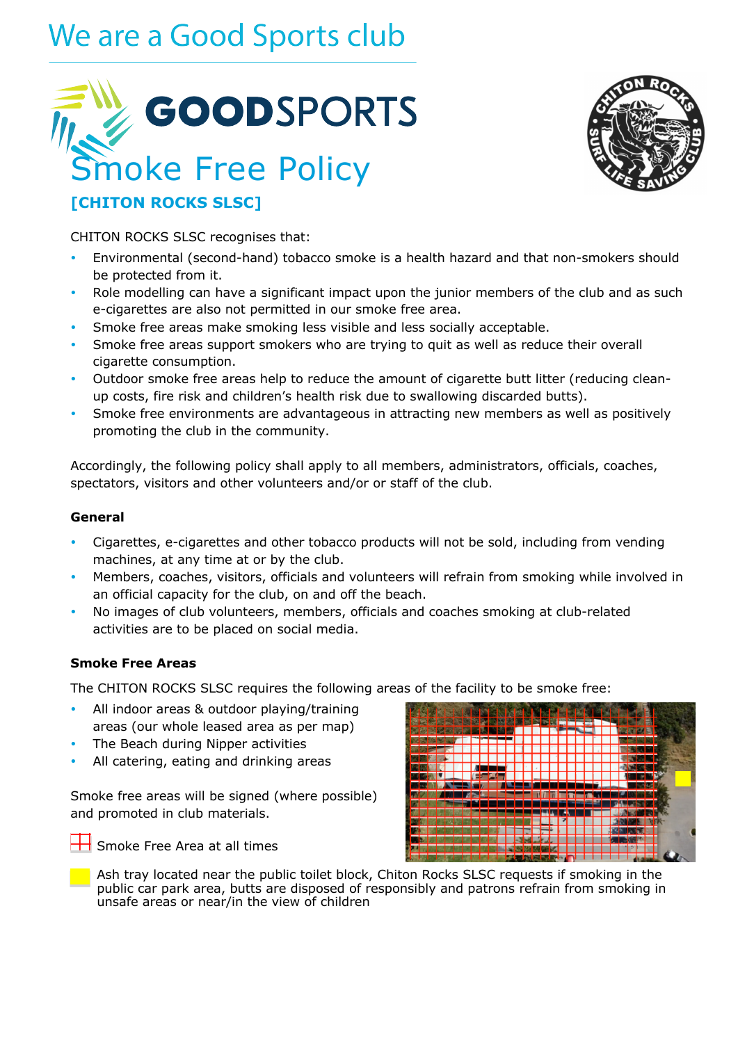# We are a Good Sports club

GOODSPORTS

## Smoke Free Policy

**[CHITON ROCKS SLSC]**

CHITON ROCKS SLSC recognises that:

- Environmental (second-hand) tobacco smoke is a health hazard and that non-smokers should be protected from it.
- Role modelling can have a significant impact upon the junior members of the club and as such e-cigarettes are also not permitted in our smoke free area.
- Smoke free areas make smoking less visible and less socially acceptable.
- Smoke free areas support smokers who are trying to quit as well as reduce their overall cigarette consumption.
- Outdoor smoke free areas help to reduce the amount of cigarette butt litter (reducing clean-up costs, fire risk and children's health risk due to swallowing discarded butts).
- Smoke free environments are advantageous in attracting new members as well as positively promoting the club in the community.

Accordingly, the following policy shall apply to all members, administrators, officials, coaches, spectators, visitors and other volunteers and/or or staff of the club.

### General

- Cigarettes, e-cigarettes and other tobacco products will not be sold, including from vending machines, at any time at or by the club.
- Members, coaches, visitors, officials and volunteers will refrain from smoking while involved in an official capacity for the club, on and off the beach.
- No images of club volunteers, members, officials and coaches smoking at club-related activities are to be placed on social media.

### Smoke Free Areas

The CHITON ROCKS SLSC requires the following areas of the facility to be smoke free:

- All indoor areas & outdoor playing/training areas (our whole leased area as per map)
- The Beach during Nipper activities
- All catering, eating and drinking areas

Smoke free areas will be signed (where possible) and promoted in club materials.

Smoke Free Area at all times

Ash tray located near the public toilet block, Chiton Rocks SLSC requests if smoking in the public car park area, butts are disposed of responsibly and patrons refrain from smoking in unsafe areas or near/in the view of children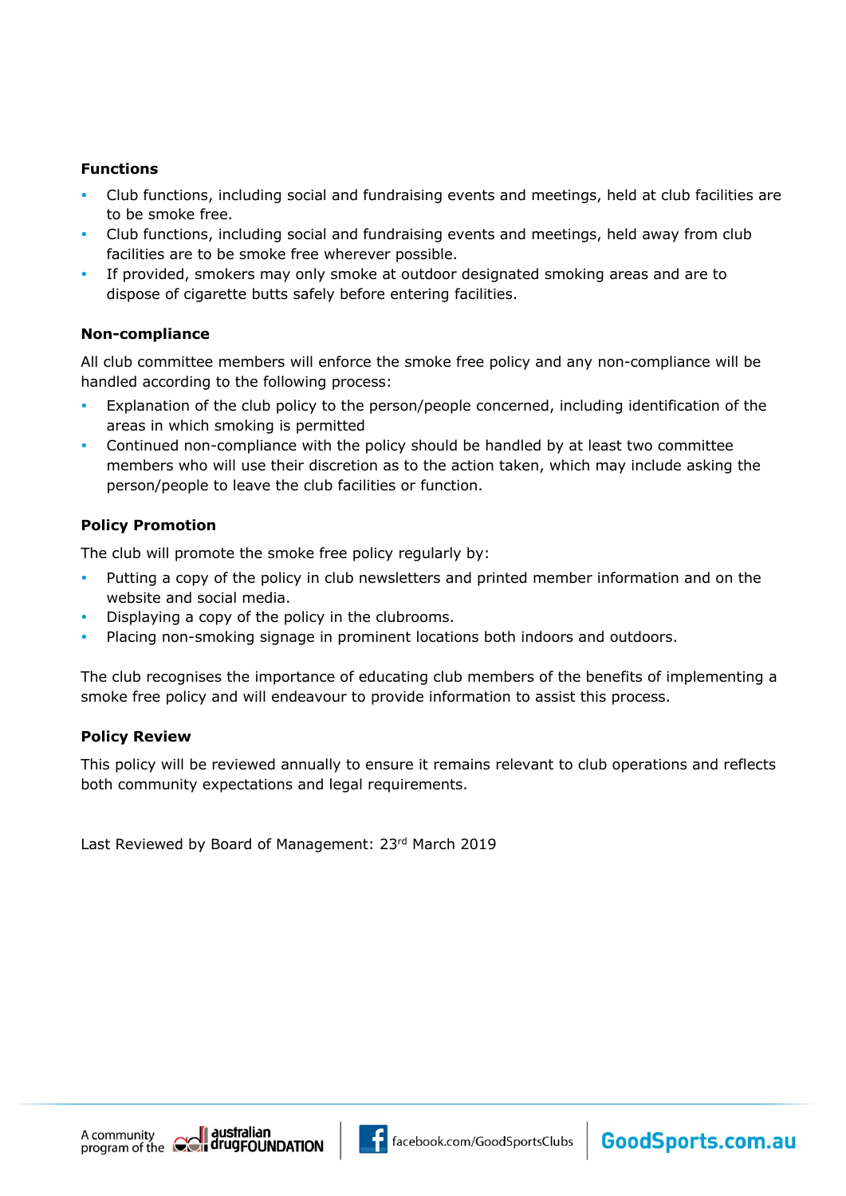**Functions**

- Club functions, including social and fundraising events and meetings, held at club facilities are to be smoke free.
- Club functions, including social and fundraising events and meetings, held away from club facilities are to be smoke free wherever possible.
- If provided, smokers may only smoke at outdoor designated smoking areas and are to dispose of cigarette butts safely before entering facilities.

**Non-compliance**

All club committee members will enforce the smoke free policy and any non-compliance will be handled according to the following process:

- Explanation of the club policy to the person/people concerned, including identification of the areas in which smoking is permitted
- Continued non-compliance with the policy should be handled by at least two committee members who will use their discretion as to the action taken, which may include asking the person/people to leave the club facilities or function.

**Policy Promotion**

The club will promote the smoke free policy regularly by:

- Putting a copy of the policy in club newsletters and printed member information and on the website and social media.
- Displaying a copy of the policy in the clubrooms.
- Placing non-smoking signage in prominent locations both indoors and outdoors.

The club recognises the importance of educating club members of the benefits of implementing a smoke free policy and will endeavour to provide information to assist this process.

**Policy Review**

This policy will be reviewed annually to ensure it remains relevant to club operations and reflects both community expectations and legal requirements.

Last Reviewed by Board of Management: 23rd March 2019